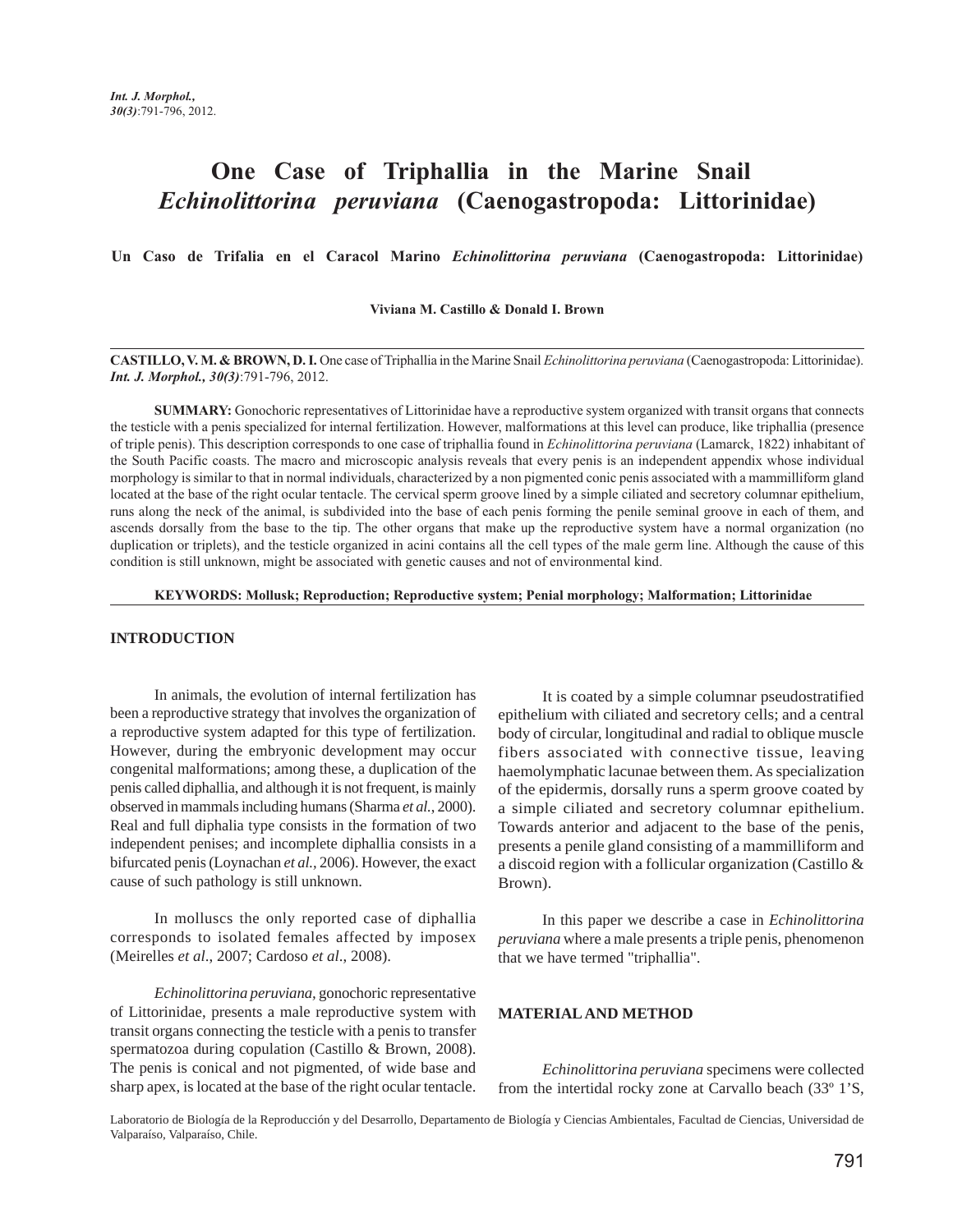# One Case of Triphallia in the Marine Snail *Echinolittorina peruviana* (Caenogastropoda: Littorinidae)

**Un Caso de Trifalia en el Caracol Marino *Echinolittorina peruviana* (Caenogastropoda: Littorinidae)**

**Viviana M. Castillo & Donald I. Brown**

**CASTILLO, V. M. & BROWN, D. I.** One case of Triphallia in the Marine Snail *Echinolittorina peruviana* (Caenogastropoda: Littorinidae). ***Int. J. Morphol., 30(3)***:791-796, 2012.

**SUMMARY:** Gonochoric representatives of Littorinidae have a reproductive system organized with transit organs that connects the testicle with a penis specialized for internal fertilization. However, malformations at this level can produce, like triphallia (presence of triple penis). This description corresponds to one case of triphallia found in *Echinolittorina peruviana* (Lamarck, 1822) inhabitant of the South Pacific coasts. The macro and microscopic analysis reveals that every penis is an independent appendix whose individual morphology is similar to that in normal individuals, characterized by a non pigmented conic penis associated with a mammilliform gland located at the base of the right ocular tentacle. The cervical sperm groove lined by a simple ciliated and secretory columnar epithelium, runs along the neck of the animal, is subdivided into the base of each penis forming the penile seminal groove in each of them, and ascends dorsally from the base to the tip. The other organs that make up the reproductive system have a normal organization (no duplication or triplets), and the testicle organized in acini contains all the cell types of the male germ line. Although the cause of this condition is still unknown, might be associated with genetic causes and not of environmental kind.

**KEYWORDS: Mollusk; Reproduction; Reproductive system; Penial morphology; Malformation; Littorinidae**

## INTRODUCTION

In animals, the evolution of internal fertilization has been a reproductive strategy that involves the organization of a reproductive system adapted for this type of fertilization. However, during the embryonic development may occur congenital malformations; among these, a duplication of the penis called diphallia, and although it is not frequent, is mainly observed in mammals including humans (Sharma *et al.*, 2000). Real and full diphalia type consists in the formation of two independent penises; and incomplete diphallia consists in a bifurcated penis (Loynachan *et al.*, 2006). However, the exact cause of such pathology is still unknown.

In molluscs the only reported case of diphallia corresponds to isolated females affected by imposex (Meirelles *et al*., 2007; Cardoso *et al*., 2008).

*Echinolittorina peruviana,* gonochoric representative of Littorinidae, presents a male reproductive system with transit organs connecting the testicle with a penis to transfer spermatozoa during copulation (Castillo & Brown, 2008). The penis is conical and not pigmented, of wide base and sharp apex, is located at the base of the right ocular tentacle. It is coated by a simple columnar pseudostratified epithelium with ciliated and secretory cells; and a central body of circular, longitudinal and radial to oblique muscle fibers associated with connective tissue, leaving haemolymphatic lacunae between them. As specialization of the epidermis, dorsally runs a sperm groove coated by a simple ciliated and secretory columnar epithelium. Towards anterior and adjacent to the base of the penis, presents a penile gland consisting of a mammilliform and a discoid region with a follicular organization (Castillo & Brown).

In this paper we describe a case in *Echinolittorina peruviana* where a male presents a triple penis, phenomenon that we have termed "triphallia".

## MATERIAL AND METHOD

*Echinolittorina peruviana* specimens were collected from the intertidal rocky zone at Carvallo beach (33º 1'S,

Laboratorio de Biología de la Reproducción y del Desarrollo, Departamento de Biología y Ciencias Ambientales, Facultad de Ciencias, Universidad de Valparaíso, Valparaíso, Chile.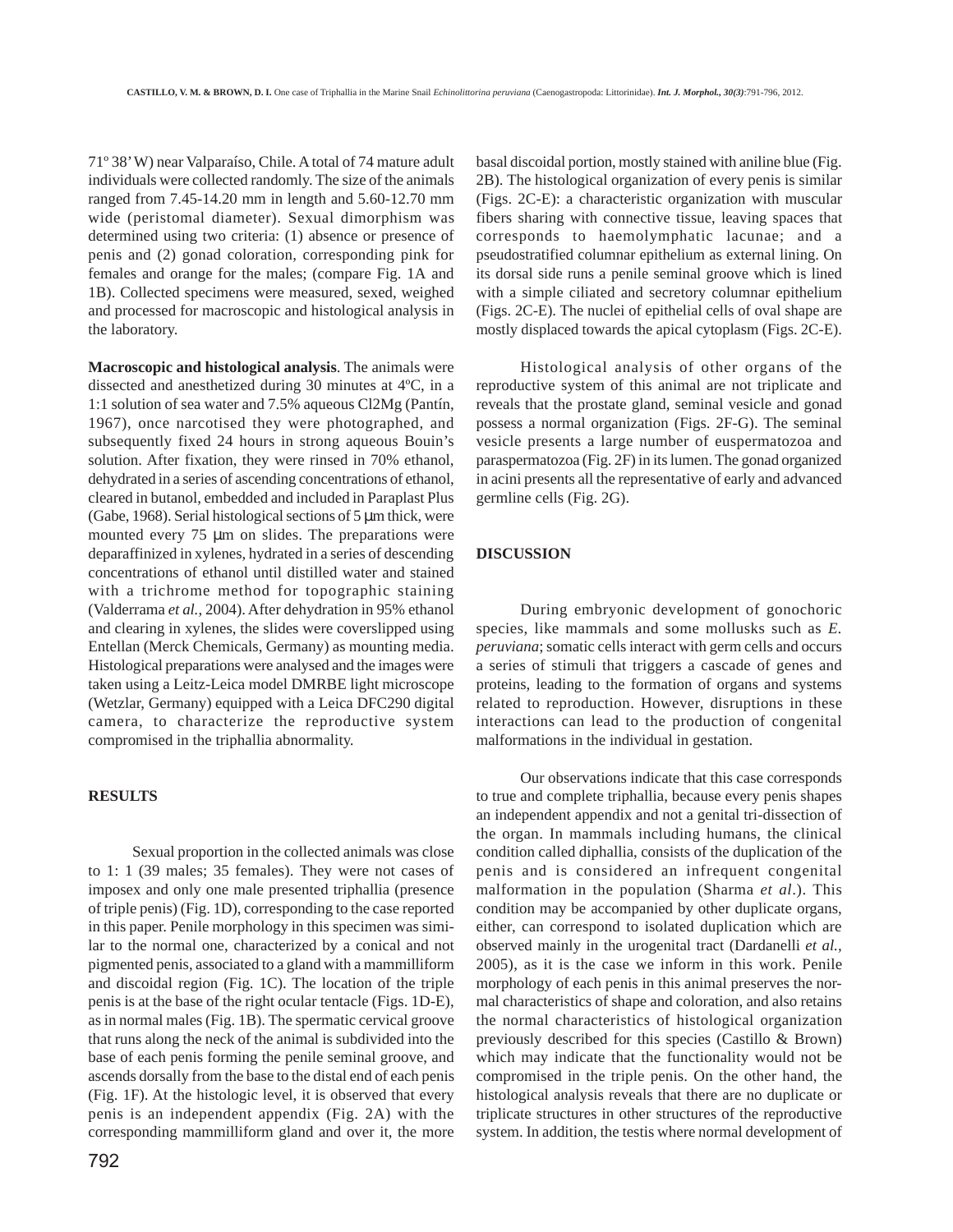71º 38' W) near Valparaíso, Chile. A total of 74 mature adult individuals were collected randomly. The size of the animals ranged from 7.45-14.20 mm in length and 5.60-12.70 mm wide (peristomal diameter). Sexual dimorphism was determined using two criteria: (1) absence or presence of penis and (2) gonad coloration, corresponding pink for females and orange for the males; (compare Fig. 1A and 1B). Collected specimens were measured, sexed, weighed and processed for macroscopic and histological analysis in the laboratory.

**Macroscopic and histological analysis**. The animals were dissected and anesthetized during 30 minutes at 4ºC, in a 1:1 solution of sea water and 7.5% aqueous Cl2Mg (Pantín, 1967), once narcotised they were photographed, and subsequently fixed 24 hours in strong aqueous Bouin's solution. After fixation, they were rinsed in 70% ethanol, dehydrated in a series of ascending concentrations of ethanol, cleared in butanol, embedded and included in Paraplast Plus (Gabe, 1968). Serial histological sections of 5 µm thick, were mounted every 75 µm on slides. The preparations were deparaffinized in xylenes, hydrated in a series of descending concentrations of ethanol until distilled water and stained with a trichrome method for topographic staining (Valderrama *et al.,* 2004). After dehydration in 95% ethanol and clearing in xylenes, the slides were coverslipped using Entellan (Merck Chemicals, Germany) as mounting media. Histological preparations were analysed and the images were taken using a Leitz-Leica model DMRBE light microscope (Wetzlar, Germany) equipped with a Leica DFC290 digital camera, to characterize the reproductive system compromised in the triphallia abnormality.

## RESULTS

Sexual proportion in the collected animals was close to 1: 1 (39 males; 35 females). They were not cases of imposex and only one male presented triphallia (presence of triple penis) (Fig. 1D), corresponding to the case reported in this paper. Penile morphology in this specimen was similar to the normal one, characterized by a conical and not pigmented penis, associated to a gland with a mammilliform and discoidal region (Fig. 1C). The location of the triple penis is at the base of the right ocular tentacle (Figs. 1D-E), as in normal males (Fig. 1B). The spermatic cervical groove that runs along the neck of the animal is subdivided into the base of each penis forming the penile seminal groove, and ascends dorsally from the base to the distal end of each penis (Fig. 1F). At the histologic level, it is observed that every penis is an independent appendix (Fig. 2A) with the corresponding mammilliform gland and over it, the more basal discoidal portion, mostly stained with aniline blue (Fig. 2B). The histological organization of every penis is similar (Figs. 2C-E): a characteristic organization with muscular fibers sharing with connective tissue, leaving spaces that corresponds to haemolymphatic lacunae; and a pseudostratified columnar epithelium as external lining. On its dorsal side runs a penile seminal groove which is lined with a simple ciliated and secretory columnar epithelium (Figs. 2C-E). The nuclei of epithelial cells of oval shape are mostly displaced towards the apical cytoplasm (Figs. 2C-E).

Histological analysis of other organs of the reproductive system of this animal are not triplicate and reveals that the prostate gland, seminal vesicle and gonad possess a normal organization (Figs. 2F-G). The seminal vesicle presents a large number of euspermatozoa and paraspermatozoa (Fig. 2F) in its lumen. The gonad organized in acini presents all the representative of early and advanced germline cells (Fig. 2G).

## DISCUSSION

During embryonic development of gonochoric species, like mammals and some mollusks such as *E. peruviana*; somatic cells interact with germ cells and occurs a series of stimuli that triggers a cascade of genes and proteins, leading to the formation of organs and systems related to reproduction. However, disruptions in these interactions can lead to the production of congenital malformations in the individual in gestation.

Our observations indicate that this case corresponds to true and complete triphallia, because every penis shapes an independent appendix and not a genital tri-dissection of the organ. In mammals including humans, the clinical condition called diphallia, consists of the duplication of the penis and is considered an infrequent congenital malformation in the population (Sharma *et al*.). This condition may be accompanied by other duplicate organs, either, can correspond to isolated duplication which are observed mainly in the urogenital tract (Dardanelli *et al.,* 2005), as it is the case we inform in this work. Penile morphology of each penis in this animal preserves the normal characteristics of shape and coloration, and also retains the normal characteristics of histological organization previously described for this species (Castillo & Brown) which may indicate that the functionality would not be compromised in the triple penis. On the other hand, the histological analysis reveals that there are no duplicate or triplicate structures in other structures of the reproductive system. In addition, the testis where normal development of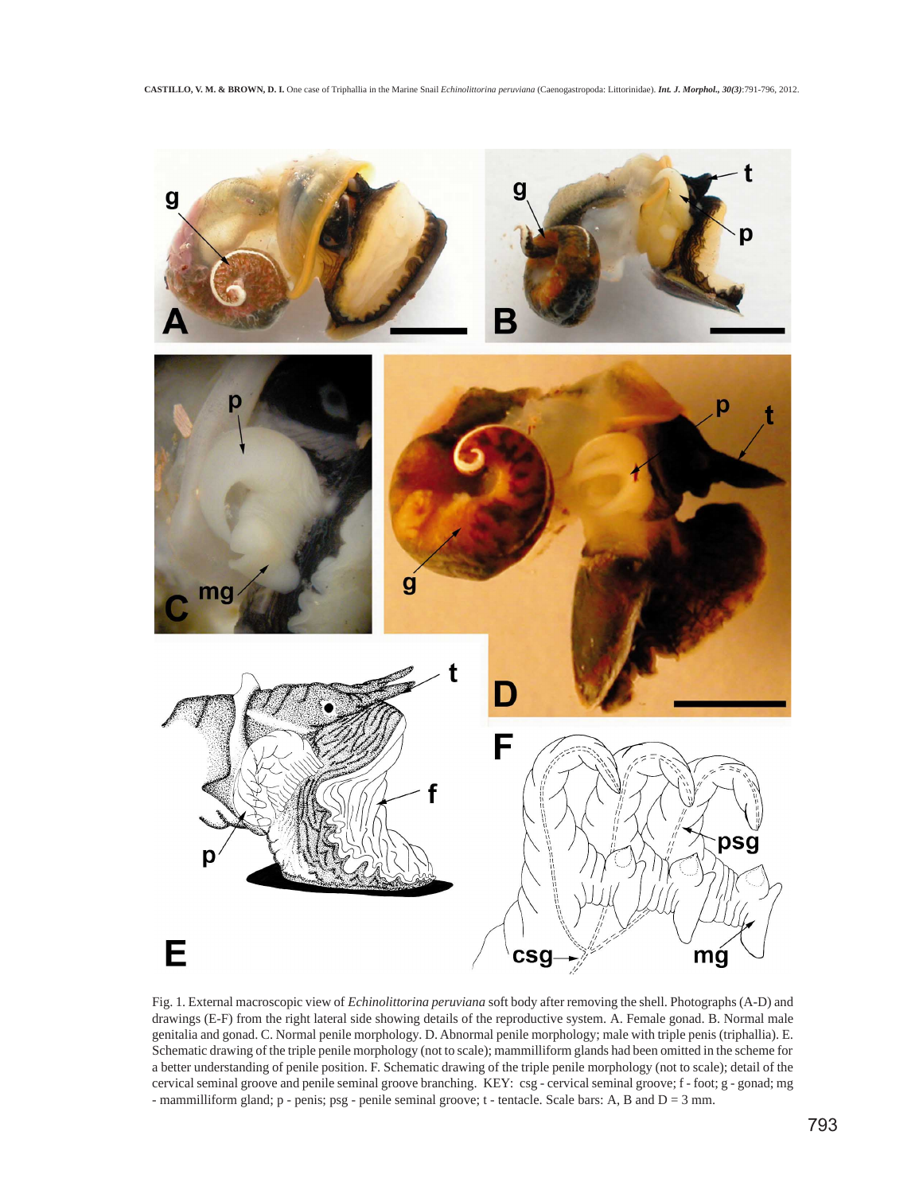Fig. 1. External macroscopic view of *Echinolittorina peruviana* soft body after removing the shell. Photographs (A-D) and drawings (E-F) from the right lateral side showing details of the reproductive system. A. Female gonad. B. Normal male genitalia and gonad. C. Normal penile morphology. D. Abnormal penile morphology; male with triple penis (triphallia). E. Schematic drawing of the triple penile morphology (not to scale); mammilliform glands had been omitted in the scheme for a better understanding of penile position. F. Schematic drawing of the triple penile morphology (not to scale); detail of the cervical seminal groove and penile seminal groove branching. KEY: csg - cervical seminal groove; f - foot; g - gonad; mg - mammilliform gland; p - penis; psg - penile seminal groove; t - tentacle. Scale bars: A, B and D = 3 mm.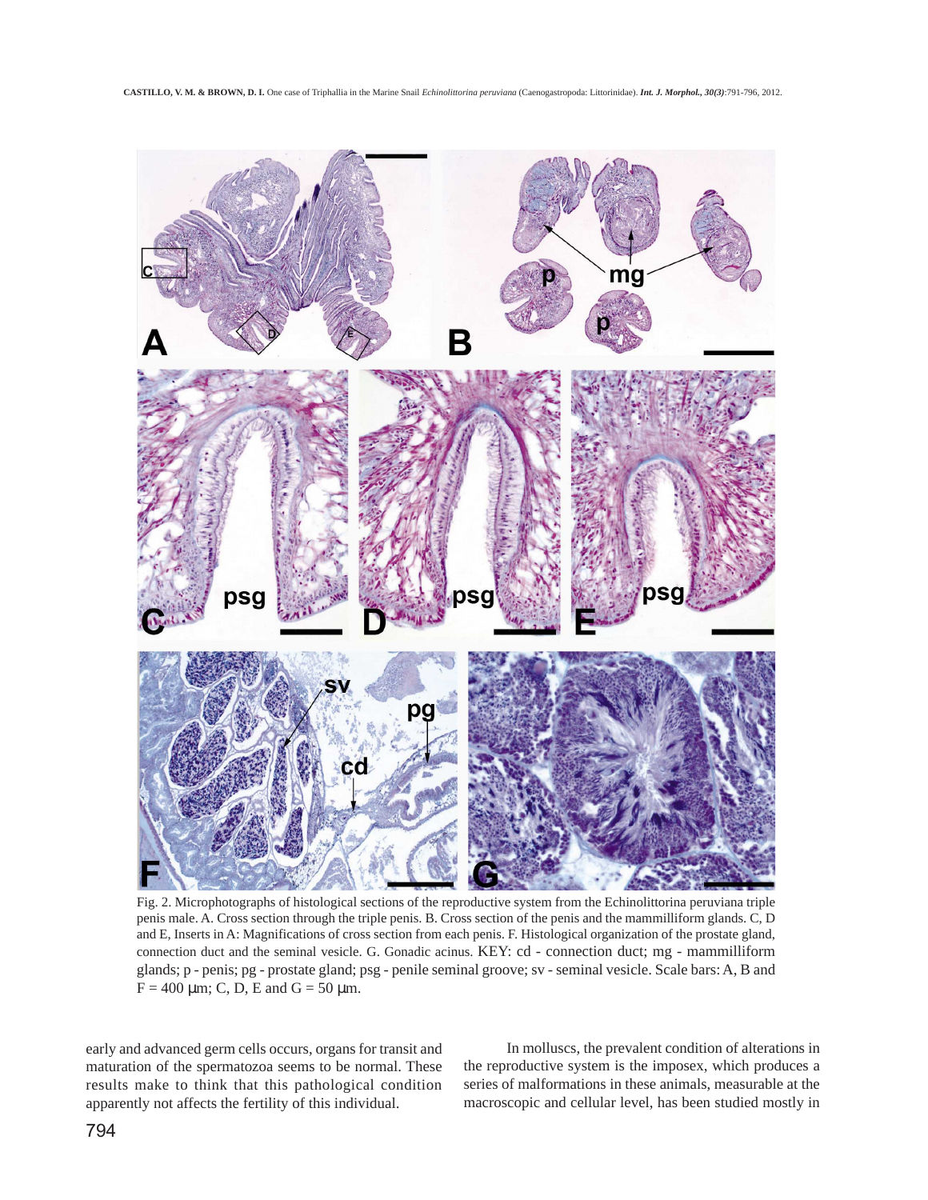Fig. 2. Microphotographs of histological sections of the reproductive system from the Echinolittorina peruviana triple penis male. A. Cross section through the triple penis. B. Cross section of the penis and the mammilliform glands. C, D and E, Inserts in A: Magnifications of cross section from each penis. F. Histological organization of the prostate gland, connection duct and the seminal vesicle. G. Gonadic acinus. KEY: cd - connection duct; mg - mammilliform glands; p - penis; pg - prostate gland; psg - penile seminal groove; sv - seminal vesicle. Scale bars: A, B and F = 400 µm; C, D, E and G = 50 µm.

early and advanced germ cells occurs, organs for transit and maturation of the spermatozoa seems to be normal. These results make to think that this pathological condition apparently not affects the fertility of this individual.

In molluscs, the prevalent condition of alterations in the reproductive system is the imposex, which produces a series of malformations in these animals, measurable at the macroscopic and cellular level, has been studied mostly in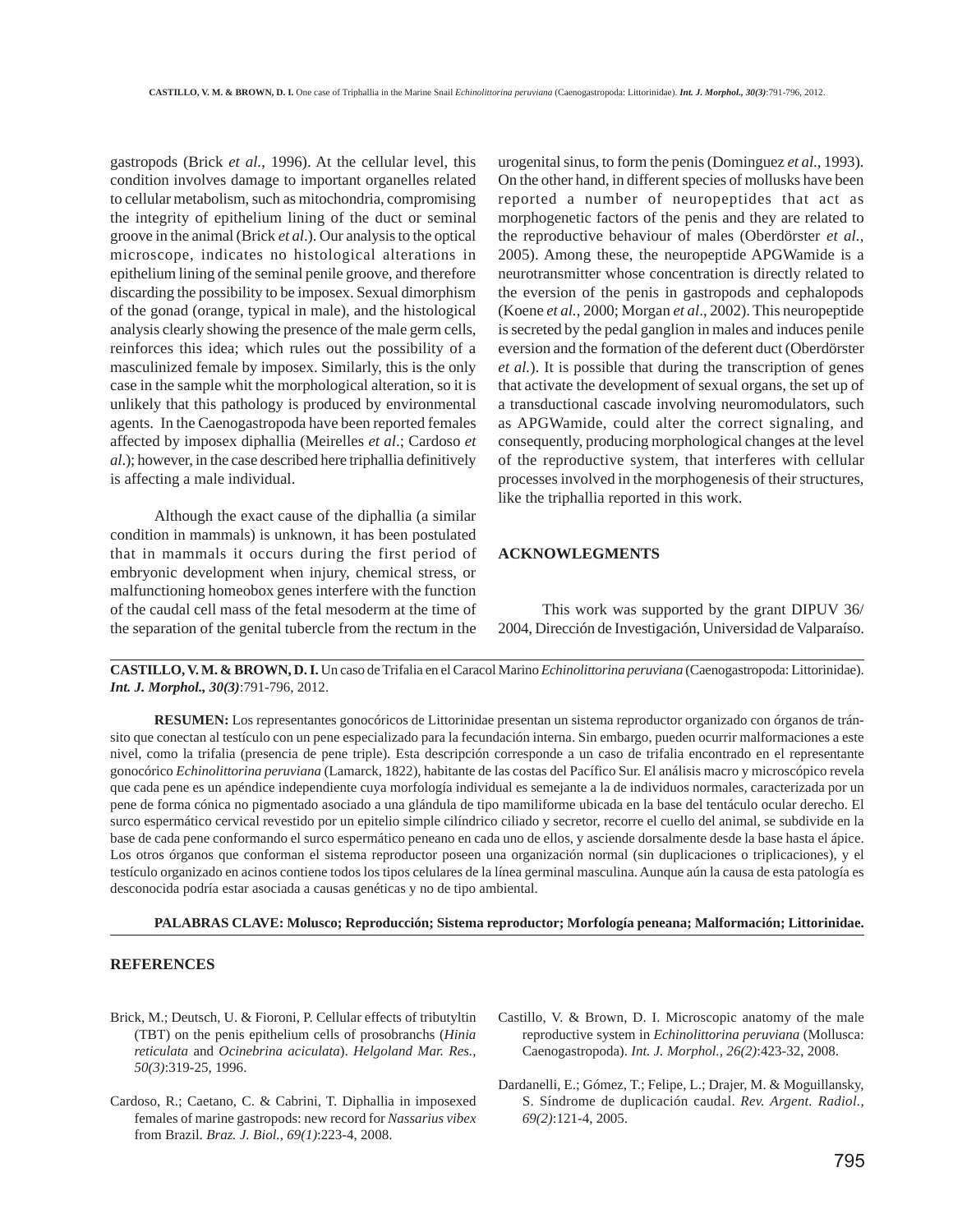gastropods (Brick *et al.*, 1996). At the cellular level, this condition involves damage to important organelles related to cellular metabolism, such as mitochondria, compromising the integrity of epithelium lining of the duct or seminal groove in the animal (Brick *et al*.). Our analysis to the optical microscope, indicates no histological alterations in epithelium lining of the seminal penile groove, and therefore discarding the possibility to be imposex. Sexual dimorphism of the gonad (orange, typical in male), and the histological analysis clearly showing the presence of the male germ cells, reinforces this idea; which rules out the possibility of a masculinized female by imposex. Similarly, this is the only case in the sample whit the morphological alteration, so it is unlikely that this pathology is produced by environmental agents. In the Caenogastropoda have been reported females affected by imposex diphallia (Meirelles *et al*.; Cardoso *et al*.); however, in the case described here triphallia definitively is affecting a male individual.

Although the exact cause of the diphallia (a similar condition in mammals) is unknown, it has been postulated that in mammals it occurs during the first period of embryonic development when injury, chemical stress, or malfunctioning homeobox genes interfere with the function of the caudal cell mass of the fetal mesoderm at the time of the separation of the genital tubercle from the rectum in the urogenital sinus, to form the penis (Dominguez *et al*., 1993). On the other hand, in different species of mollusks have been reported a number of neuropeptides that act as morphogenetic factors of the penis and they are related to the reproductive behaviour of males (Oberdörster *et al.*, 2005). Among these, the neuropeptide APGWamide is a neurotransmitter whose concentration is directly related to the eversion of the penis in gastropods and cephalopods (Koene *et al.*, 2000; Morgan *et al*., 2002). This neuropeptide is secreted by the pedal ganglion in males and induces penile eversion and the formation of the deferent duct (Oberdörster *et al.*). It is possible that during the transcription of genes that activate the development of sexual organs, the set up of a transductional cascade involving neuromodulators, such as APGWamide, could alter the correct signaling, and consequently, producing morphological changes at the level of the reproductive system, that interferes with cellular processes involved in the morphogenesis of their structures, like the triphallia reported in this work.

## ACKNOWLEGMENTS

This work was supported by the grant DIPUV 36/2004, Dirección de Investigación, Universidad de Valparaíso.

---

**CASTILLO, V. M. & BROWN, D. I.** Un caso de Trifalia en el Caracol Marino *Echinolittorina peruviana* (Caenogastropoda: Littorinidae). ***Int. J. Morphol., 30(3)***:791-796, 2012.

**RESUMEN:** Los representantes gonocóricos de Littorinidae presentan un sistema reproductor organizado con órganos de tránsito que conectan al testículo con un pene especializado para la fecundación interna. Sin embargo, pueden ocurrir malformaciones a este nivel, como la trifalia (presencia de pene triple). Esta descripción corresponde a un caso de trifalia encontrado en el representante gonocórico *Echinolittorina peruviana* (Lamarck, 1822), habitante de las costas del Pacífico Sur. El análisis macro y microscópico revela que cada pene es un apéndice independiente cuya morfología individual es semejante a la de individuos normales, caracterizada por un pene de forma cónica no pigmentado asociado a una glándula de tipo mamiliforme ubicada en la base del tentáculo ocular derecho. El surco espermático cervical revestido por un epitelio simple cilíndrico ciliado y secretor, recorre el cuello del animal, se subdivide en la base de cada pene conformando el surco espermático peneano en cada uno de ellos, y asciende dorsalmente desde la base hasta el ápice. Los otros órganos que conforman el sistema reproductor poseen una organización normal (sin duplicaciones o triplicaciones), y el testículo organizado en acinos contiene todos los tipos celulares de la línea germinal masculina. Aunque aún la causa de esta patología es desconocida podría estar asociada a causas genéticas y no de tipo ambiental.

**PALABRAS CLAVE: Molusco; Reproducción; Sistema reproductor; Morfología peneana; Malformación; Littorinidae.**

---

## REFERENCES

Brick, M.; Deutsch, U. & Fioroni, P. Cellular effects of tributyltin (TBT) on the penis epithelium cells of prosobranchs (*Hinia reticulata* and *Ocinebrina aciculata*). *Helgoland Mar. Res., 50(3)*:319-25, 1996.

Cardoso, R.; Caetano, C. & Cabrini, T. Diphallia in imposexed females of marine gastropods: new record for *Nassarius vibex* from Brazil. *Braz. J. Biol., 69(1)*:223-4, 2008.

Castillo, V. & Brown, D. I. Microscopic anatomy of the male reproductive system in *Echinolittorina peruviana* (Mollusca: Caenogastropoda). *Int. J. Morphol., 26(2)*:423-32, 2008.

Dardanelli, E.; Gómez, T.; Felipe, L.; Drajer, M. & Moguillansky, S. Síndrome de duplicación caudal. *Rev. Argent. Radiol., 69(2)*:121-4, 2005.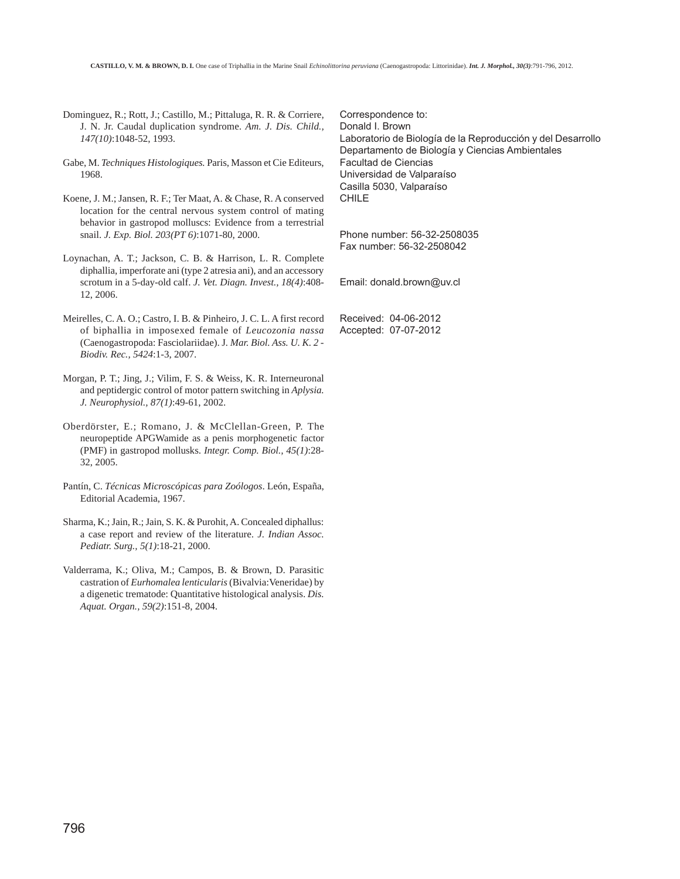Dominguez, R.; Rott, J.; Castillo, M.; Pittaluga, R. R. & Corriere, J. N. Jr. Caudal duplication syndrome. *Am. J. Dis. Child., 147(10)*:1048-52, 1993.

Gabe, M. *Techniques Histologiques.* Paris, Masson et Cie Editeurs, 1968.

Koene, J. M.; Jansen, R. F.; Ter Maat, A. & Chase, R. A conserved location for the central nervous system control of mating behavior in gastropod molluscs: Evidence from a terrestrial snail. *J. Exp. Biol. 203(PT 6)*:1071-80, 2000.

Loynachan, A. T.; Jackson, C. B. & Harrison, L. R. Complete diphallia, imperforate ani (type 2 atresia ani), and an accessory scrotum in a 5-day-old calf. *J. Vet. Diagn. Invest., 18(4)*:408-12, 2006.

Meirelles, C. A. O.; Castro, I. B. & Pinheiro, J. C. L. A first record of biphallia in imposexed female of *Leucozonia nassa* (Caenogastropoda: Fasciolariidae). J. *Mar. Biol. Ass. U. K. 2 - Biodiv. Rec., 5424*:1-3, 2007.

Morgan, P. T.; Jing, J.; Vilim, F. S. & Weiss, K. R. Interneuronal and peptidergic control of motor pattern switching in *Aplysia. J. Neurophysiol., 87(1)*:49-61, 2002.

Oberdörster, E.; Romano, J. & McClellan-Green, P. The neuropeptide APGWamide as a penis morphogenetic factor (PMF) in gastropod mollusks. *Integr. Comp. Biol., 45(1)*:28-32, 2005.

Pantín, C. *Técnicas Microscópicas para Zoólogos*. León, España, Editorial Academia, 1967.

Sharma, K.; Jain, R.; Jain, S. K. & Purohit, A. Concealed diphallus: a case report and review of the literature. *J. Indian Assoc. Pediatr. Surg., 5(1)*:18-21, 2000.

Valderrama, K.; Oliva, M.; Campos, B. & Brown, D. Parasitic castration of *Eurhomalea lenticularis* (Bivalvia:Veneridae) by a digenetic trematode: Quantitative histological analysis. *Dis. Aquat. Organ., 59(2)*:151-8, 2004.

Correspondence to:
Donald I. Brown
Laboratorio de Biología de la Reproducción y del Desarrollo
Departamento de Biología y Ciencias Ambientales
Facultad de Ciencias
Universidad de Valparaíso
Casilla 5030, Valparaíso
CHILE

Phone number: 56-32-2508035
Fax number: 56-32-2508042

Email: donald.brown@uv.cl

Received: 04-06-2012
Accepted: 07-07-2012